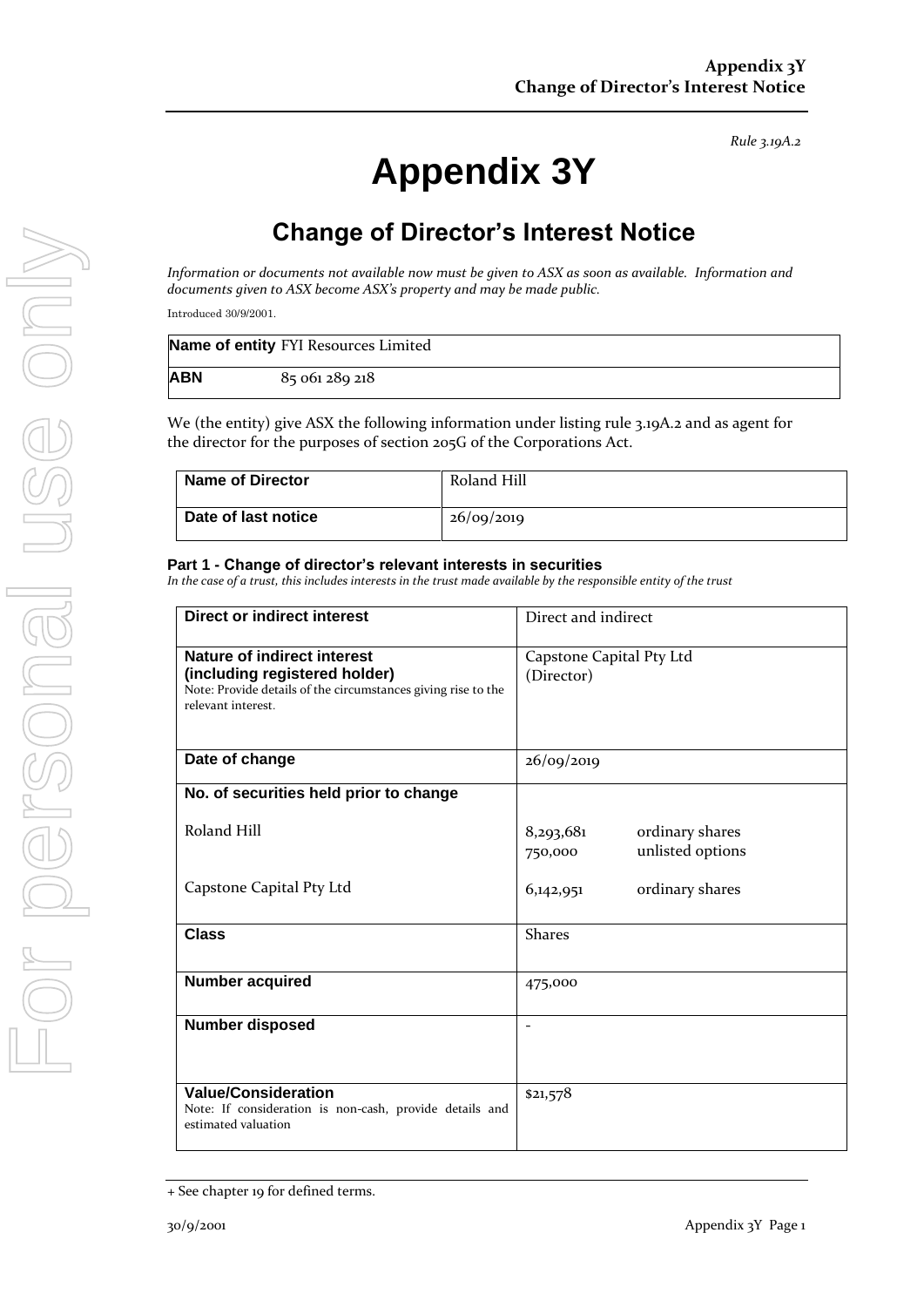*Rule 3.19A.2*

# Appendix 3Y

## Change of Director's Interest Notice

*Information or documents not available now must be given to ASX as soon as available. Information and documents given to ASX become ASX's property and may be made public.*

Introduced 30/9/2001.

| **Name of entity** | FYI Resources Limited |
|---|---|
| **ABN** | 85 061 289 218 |

We (the entity) give ASX the following information under listing rule 3.19A.2 and as agent for the director for the purposes of section 205G of the Corporations Act.

| **Name of Director** | Roland Hill |
|---|---|
| **Date of last notice** | 26/09/2019 |

### Part 1 - Change of director's relevant interests in securities

*In the case of a trust, this includes interests in the trust made available by the responsible entity of the trust*

| | |
|---|---|
| **Direct or indirect interest** | Direct and indirect |
| **Nature of indirect interest (including registered holder)**<br>Note: Provide details of the circumstances giving rise to the relevant interest. | Capstone Capital Pty Ltd (Director) |
| **Date of change** | 26/09/2019 |
| **No. of securities held prior to change**<br><br>Roland Hill<br><br>Capstone Capital Pty Ltd | <br><br>8,293,681 ordinary shares<br>750,000 unlisted options<br><br>6,142,951 ordinary shares |
| **Class** | Shares |
| **Number acquired** | 475,000 |
| **Number disposed** | - |
| **Value/Consideration**<br>Note: If consideration is non-cash, provide details and estimated valuation | $21,578 |

+ See chapter 19 for defined terms.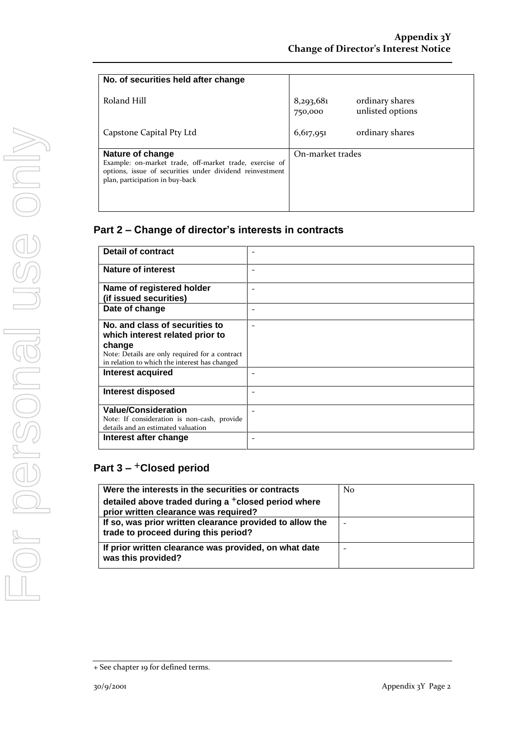| | |
|---|---|
| **No. of securities held after change**<br><br>Roland Hill<br><br>Capstone Capital Pty Ltd | <br><br>8,293,681 ordinary shares<br>750,000 unlisted options<br><br>6,617,951 ordinary shares |
| **Nature of change**<br>Example: on-market trade, off-market trade, exercise of options, issue of securities under dividend reinvestment plan, participation in buy-back | On-market trades |

## Part 2 – Change of director's interests in contracts

| | |
|---|---|
| **Detail of contract** | - |
| **Nature of interest** | - |
| **Name of registered holder (if issued securities)** | - |
| **Date of change** | - |
| **No. and class of securities to which interest related prior to change**<br>Note: Details are only required for a contract in relation to which the interest has changed | - |
| **Interest acquired** | - |
| **Interest disposed** | - |
| **Value/Consideration**<br>Note: If consideration is non-cash, provide details and an estimated valuation | - |
| **Interest after change** | - |

## Part 3 – +Closed period

| | |
|---|---|
| **Were the interests in the securities or contracts detailed above traded during a +closed period where prior written clearance was required?** | No |
| **If so, was prior written clearance provided to allow the trade to proceed during this period?** | - |
| **If prior written clearance was provided, on what date was this provided?** | - |

+ See chapter 19 for defined terms.